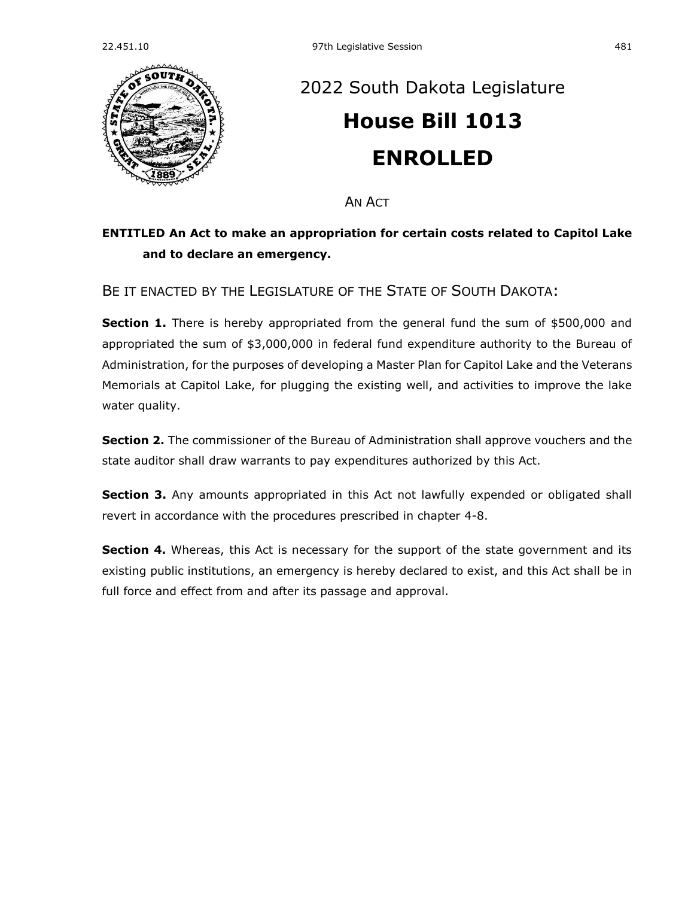# 2022 South Dakota Legislature

# House Bill 1013

# ENROLLED

AN ACT

**ENTITLED An Act to make an appropriation for certain costs related to Capitol Lake and to declare an emergency.**

BE IT ENACTED BY THE LEGISLATURE OF THE STATE OF SOUTH DAKOTA:

**Section 1.** There is hereby appropriated from the general fund the sum of $500,000 and appropriated the sum of $3,000,000 in federal fund expenditure authority to the Bureau of Administration, for the purposes of developing a Master Plan for Capitol Lake and the Veterans Memorials at Capitol Lake, for plugging the existing well, and activities to improve the lake water quality.

**Section 2.** The commissioner of the Bureau of Administration shall approve vouchers and the state auditor shall draw warrants to pay expenditures authorized by this Act.

**Section 3.** Any amounts appropriated in this Act not lawfully expended or obligated shall revert in accordance with the procedures prescribed in chapter 4-8.

**Section 4.** Whereas, this Act is necessary for the support of the state government and its existing public institutions, an emergency is hereby declared to exist, and this Act shall be in full force and effect from and after its passage and approval.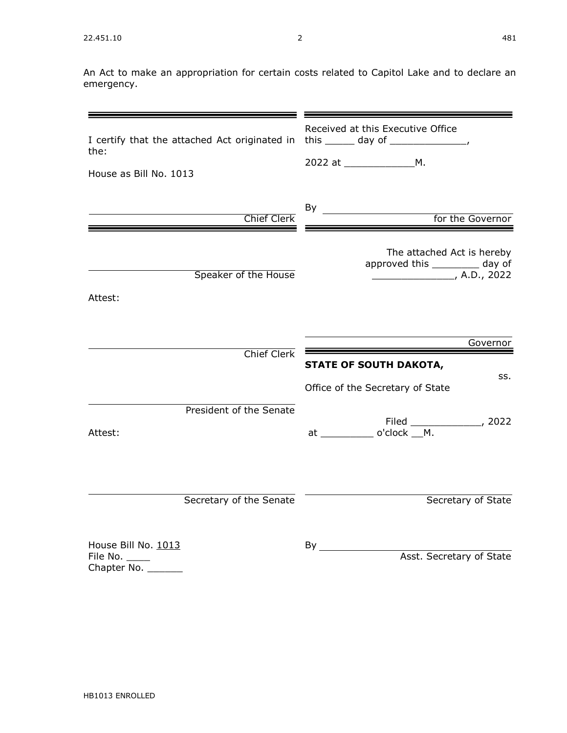An Act to make an appropriation for certain costs related to Capitol Lake and to declare an emergency.

I certify that the attached Act originated in the:

House as Bill No. 1013

\_\_\_\_\_\_\_\_\_\_\_\_\_\_\_\_\_\_\_\_\_\_\_\_\_\_\_\_\_\_\_\_
Chief Clerk

\_\_\_\_\_\_\_\_\_\_\_\_\_\_\_\_\_\_\_\_\_\_\_\_\_\_\_\_\_\_\_\_
Speaker of the House

Attest:

\_\_\_\_\_\_\_\_\_\_\_\_\_\_\_\_\_\_\_\_\_\_\_\_\_\_\_\_\_\_\_\_
Chief Clerk

\_\_\_\_\_\_\_\_\_\_\_\_\_\_\_\_\_\_\_\_\_\_\_\_\_\_\_\_\_\_\_\_
President of the Senate

Attest:

\_\_\_\_\_\_\_\_\_\_\_\_\_\_\_\_\_\_\_\_\_\_\_\_\_\_\_\_\_\_\_\_
Secretary of the Senate

House Bill No. 1013
File No. \_\_\_\_
Chapter No. \_\_\_\_\_\_

Received at this Executive Office this \_\_\_\_\_ day of \_\_\_\_\_\_\_\_\_\_\_\_\_,

2022 at \_\_\_\_\_\_\_\_\_\_\_\_M.

By \_\_\_\_\_\_\_\_\_\_\_\_\_\_\_\_\_\_\_\_\_\_\_\_\_\_\_\_\_\_\_\_
for the Governor

The attached Act is hereby approved this \_\_\_\_\_\_\_\_ day of \_\_\_\_\_\_\_\_\_\_\_\_\_\_, A.D., 2022

\_\_\_\_\_\_\_\_\_\_\_\_\_\_\_\_\_\_\_\_\_\_\_\_\_\_\_\_\_\_\_\_
Governor

**STATE OF SOUTH DAKOTA,**

ss.

Office of the Secretary of State

Filed \_\_\_\_\_\_\_\_\_\_\_\_, 2022
at \_\_\_\_\_\_\_\_\_ o'clock \_\_M.

\_\_\_\_\_\_\_\_\_\_\_\_\_\_\_\_\_\_\_\_\_\_\_\_\_\_\_\_\_\_\_\_
Secretary of State

By \_\_\_\_\_\_\_\_\_\_\_\_\_\_\_\_\_\_\_\_\_\_\_\_\_\_\_\_\_\_\_\_
Asst. Secretary of State